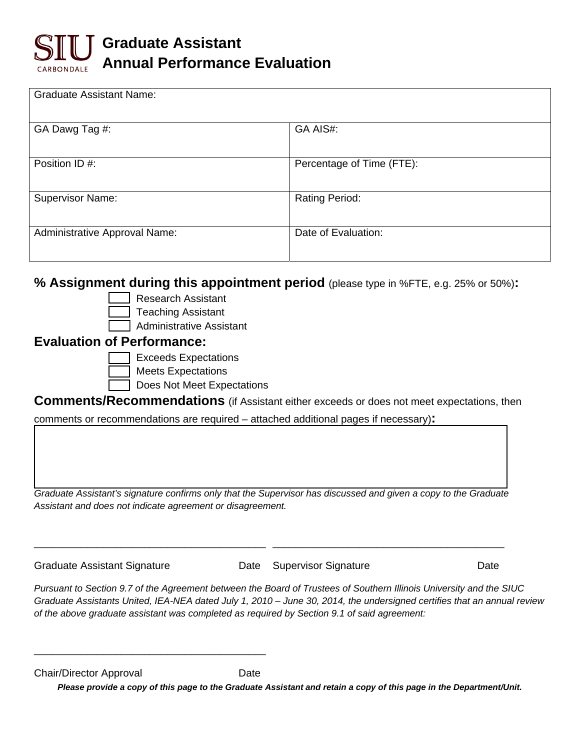# Graduate Assistant Annual Performance Evaluation

SIU CARBONDALE

| Graduate Assistant Name: | |
|---|---|
| GA Dawg Tag #: | GA AIS#: |
| Position ID #: | Percentage of Time (FTE): |
| Supervisor Name: | Rating Period: |
| Administrative Approval Name: | Date of Evaluation: |

## % Assignment during this appointment period (please type in %FTE, e.g. 25% or 50%):

- [ ] Research Assistant
- [ ] Teaching Assistant
- [ ] Administrative Assistant

## Evaluation of Performance:

- [ ] Exceeds Expectations
- [ ] Meets Expectations
- [ ] Does Not Meet Expectations

## Comments/Recommendations (if Assistant either exceeds or does not meet expectations, then comments or recommendations are required – attached additional pages if necessary):

*Graduate Assistant's signature confirms only that the Supervisor has discussed and given a copy to the Graduate Assistant and does not indicate agreement or disagreement.*

_______________________________________ _______________________________________

Graduate Assistant Signature Date Supervisor Signature Date

*Pursuant to Section 9.7 of the Agreement between the Board of Trustees of Southern Illinois University and the SIUC Graduate Assistants United, IEA-NEA dated July 1, 2010 – June 30, 2014, the undersigned certifies that an annual review of the above graduate assistant was completed as required by Section 9.1 of said agreement:*

_______________________________________

Chair/Director Approval Date

***Please provide a copy of this page to the Graduate Assistant and retain a copy of this page in the Department/Unit.***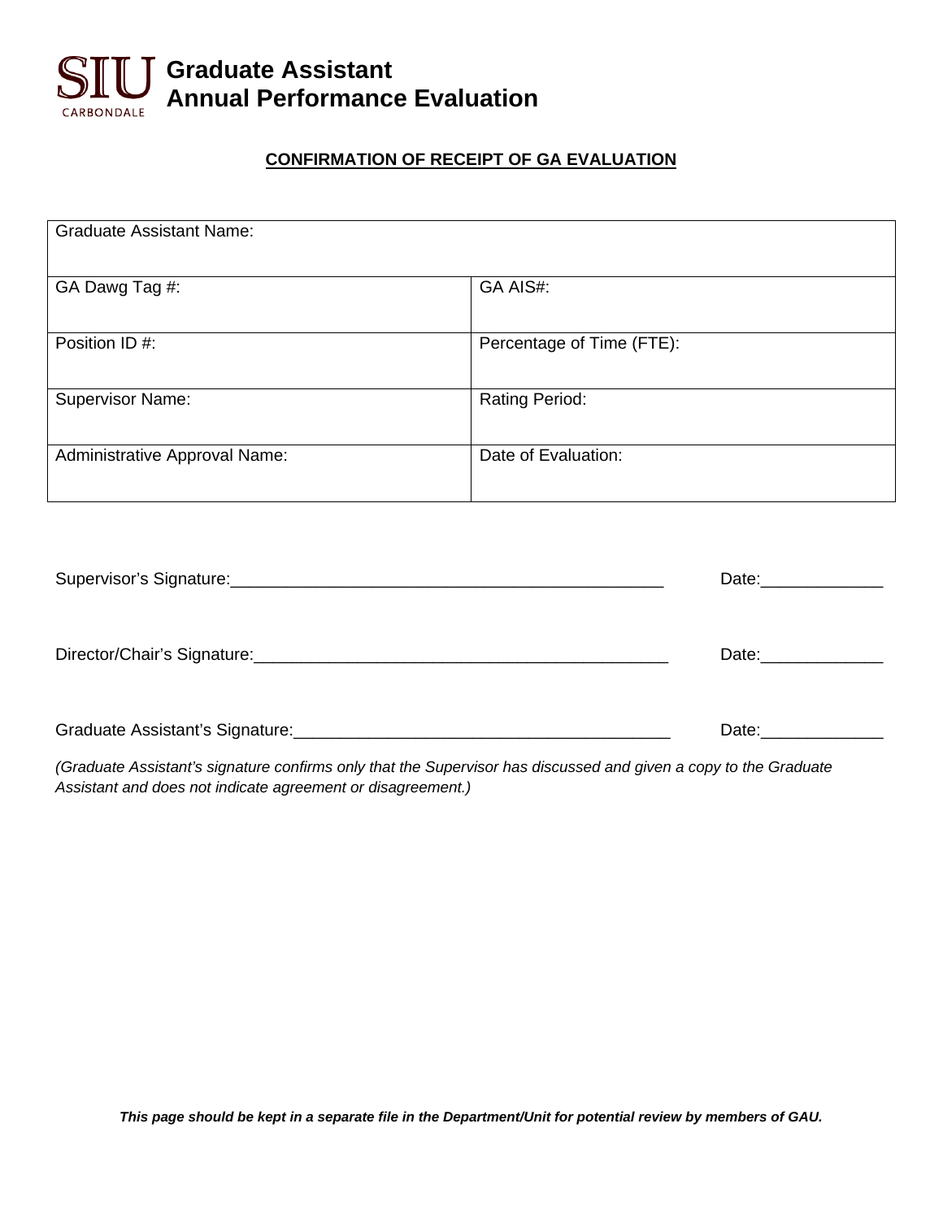# SIU CARBONDALE Graduate Assistant Annual Performance Evaluation

**CONFIRMATION OF RECEIPT OF GA EVALUATION**

| | |
|---|---|
| Graduate Assistant Name: | |
| GA Dawg Tag #: | GA AIS#: |
| Position ID #: | Percentage of Time (FTE): |
| Supervisor Name: | Rating Period: |
| Administrative Approval Name: | Date of Evaluation: |

Supervisor's Signature:_______________________________________________ Date:_____________

Director/Chair's Signature:_____________________________________________ Date:_____________

Graduate Assistant's Signature:__________________________________________ Date:_____________

*(Graduate Assistant's signature confirms only that the Supervisor has discussed and given a copy to the Graduate Assistant and does not indicate agreement or disagreement.)*

***This page should be kept in a separate file in the Department/Unit for potential review by members of GAU.***